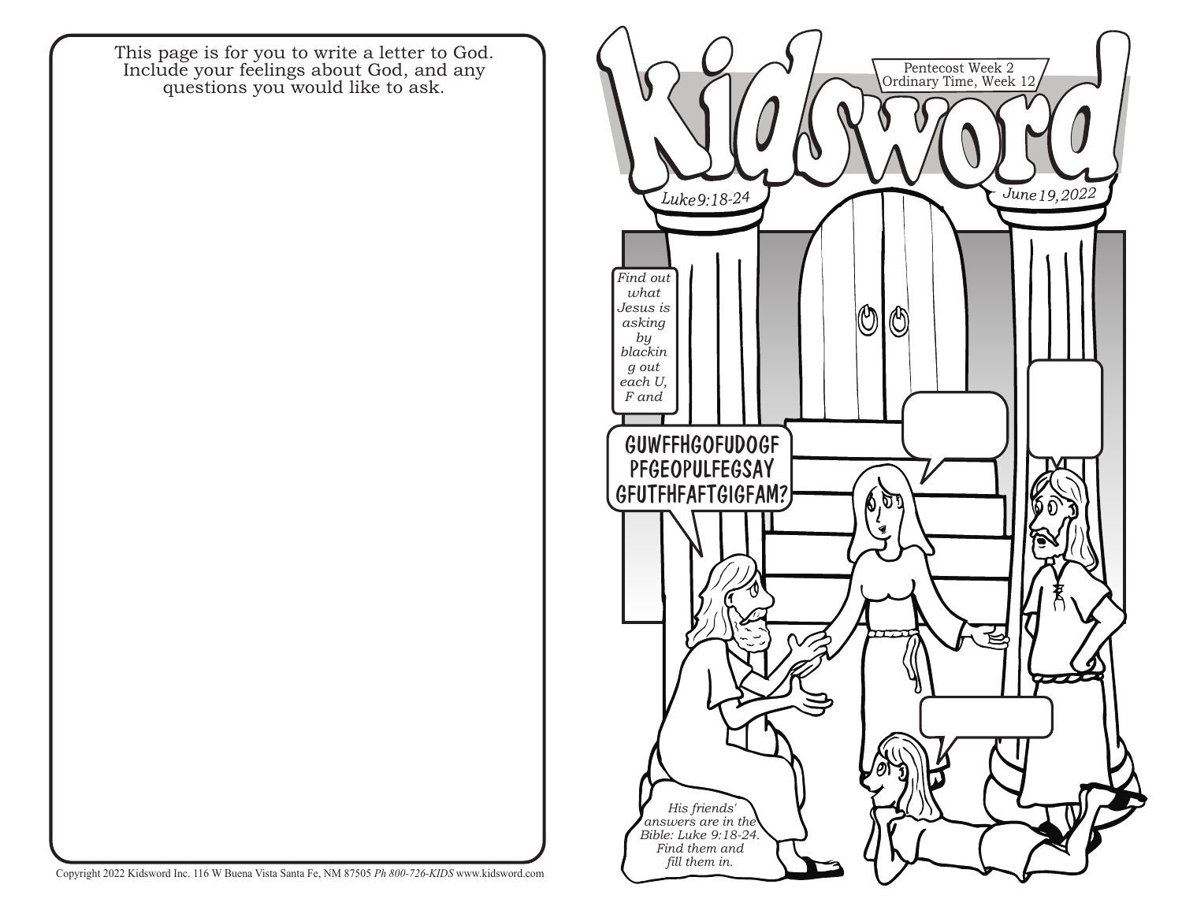This page is for you to write a letter to God.
Include your feelings about God, and any
questions you would like to ask.

Copyright 2022 Kidsword Inc. 116 W Buena Vista Santa Fe, NM 87505 *Ph 800-726-KIDS* www.kidsword.com

# Kidsword

Pentecost Week 2
Ordinary Time, Week 12

*Luke 9:18-24*

*June 19, 2022*

*Find out what Jesus is asking by blackin g out each U, F and*

GUWFFHGOFUDOGF
PFGEOPULFEGSAY
GFUTFHFAFTGIGFAM?

*His friends' answers are in the Bible: Luke 9:18-24. Find them and fill them in.*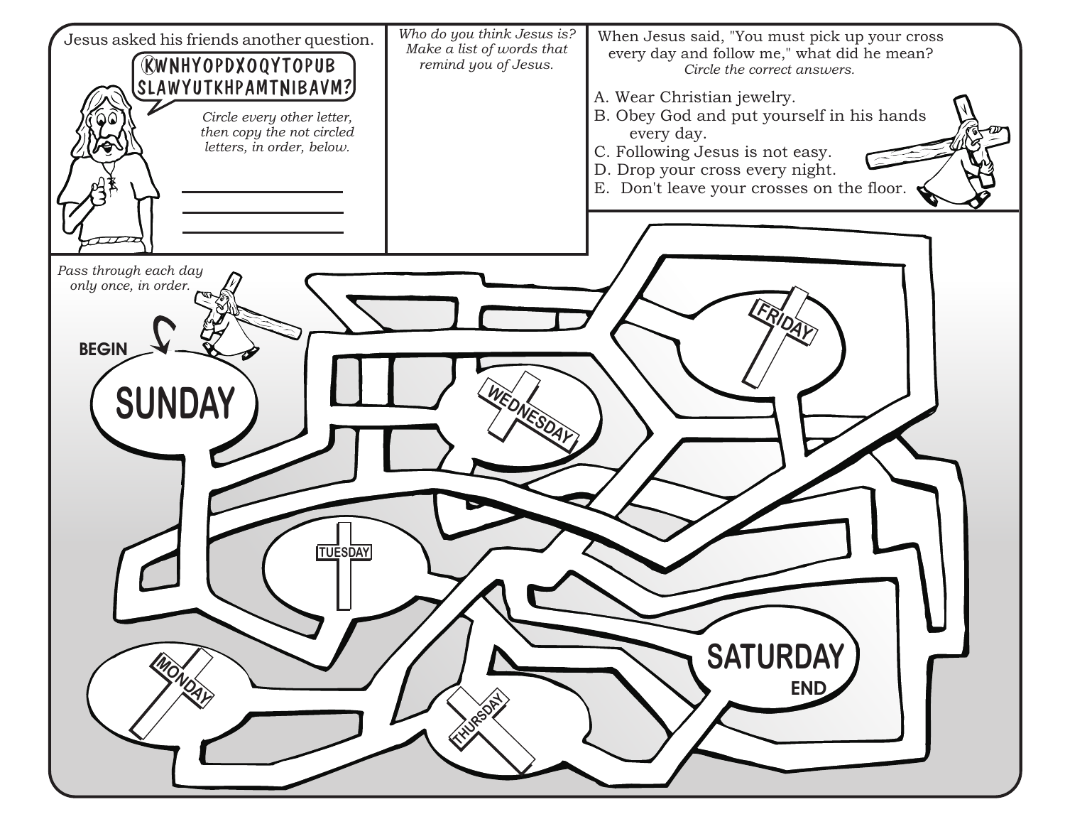Jesus asked his friends another question.

KWNHYOPDXOQYTOPUB SLAWYUTKHPAMTNIBAVM?

*Circle every other letter, then copy the not circled letters, in order, below.*

\_\_\_\_\_\_\_\_\_\_\_\_\_\_\_\_\_\_\_\_

\_\_\_\_\_\_\_\_\_\_\_\_\_\_\_\_\_\_\_\_

\_\_\_\_\_\_\_\_\_\_\_\_\_\_\_\_\_\_\_\_

*Who do you think Jesus is? Make a list of words that remind you of Jesus.*

When Jesus said, "You must pick up your cross every day and follow me," what did he mean?
*Circle the correct answers.*

A. Wear Christian jewelry.
B. Obey God and put yourself in his hands every day.
C. Following Jesus is not easy.
D. Drop your cross every night.
E. Don't leave your crosses on the floor.

*Pass through each day only once, in order.*

BEGIN

SUNDAY

MONDAY

TUESDAY

WEDNESDAY

THURSDAY

FRIDAY

SATURDAY

END